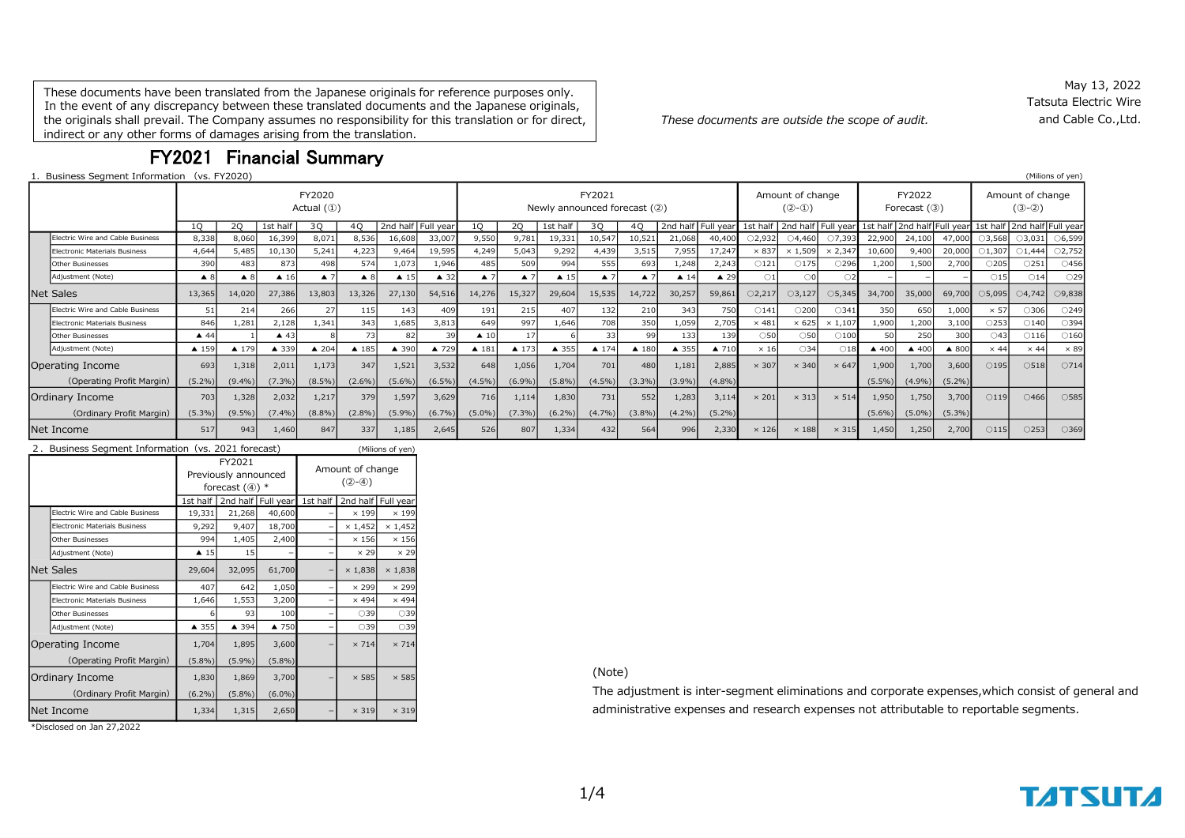These documents have been translated from the Japanese originals for reference purposes only. In the event of any discrepancy between these translated documents and the Japanese originals, the originals shall prevail. The Company assumes no responsibility for this translation or for direct, indirect or any other forms of damages arising from the translation.

*These documents are outside the scope of audit.*

May 13, 2022
Tatsuta Electric Wire and Cable Co.,Ltd.

# FY2021 Financial Summary

1. Business Segment Information (vs. FY2020)

(Milions of yen)

| | FY2020 Actual (①) | | | | | | | FY2021 Newly announced forecast (②) | | | | | | | Amount of change (②-①) | | | FY2022 Forecast (③) | | | Amount of change (③-②) | | |
|---|---|---|---|---|---|---|---|---|---|---|---|---|---|---|---|---|---|---|---|---|---|---|---|
| | 1Q | 2Q | 1st half | 3Q | 4Q | 2nd half | Full year | 1Q | 2Q | 1st half | 3Q | 4Q | 2nd half | Full year | 1st half | 2nd half | Full year | 1st half | 2nd half | Full year | 1st half | 2nd half | Full year |
| Electric Wire and Cable Business | 8,338 | 8,060 | 16,399 | 8,071 | 8,536 | 16,608 | 33,007 | 9,550 | 9,781 | 19,331 | 10,547 | 10,521 | 21,068 | 40,400 | ○2,932 | ○4,460 | ○7,393 | 22,900 | 24,100 | 47,000 | ○3,568 | ○3,031 | ○6,599 |
| Electronic Materials Business | 4,644 | 5,485 | 10,130 | 5,241 | 4,223 | 9,464 | 19,595 | 4,249 | 5,043 | 9,292 | 4,439 | 3,515 | 7,955 | 17,247 | × 837 | × 1,509 | × 2,347 | 10,600 | 9,400 | 20,000 | ○1,307 | ○1,444 | ○2,752 |
| Other Businesses | 390 | 483 | 873 | 498 | 574 | 1,073 | 1,946 | 485 | 509 | 994 | 555 | 693 | 1,248 | 2,243 | ○121 | ○175 | ○296 | 1,200 | 1,500 | 2,700 | ○205 | ○251 | ○456 |
| Adjustment (Note) | ▲ 8 | ▲ 8 | ▲ 16 | ▲ 7 | ▲ 8 | ▲ 15 | ▲ 32 | ▲ 7 | ▲ 7 | ▲ 15 | ▲ 7 | ▲ 7 | ▲ 14 | ▲ 29 | ○1 | ○0 | ○2 | – | – | – | ○15 | ○14 | ○29 |
| Net Sales | 13,365 | 14,020 | 27,386 | 13,803 | 13,326 | 27,130 | 54,516 | 14,276 | 15,327 | 29,604 | 15,535 | 14,722 | 30,257 | 59,861 | ○2,217 | ○3,127 | ○5,345 | 34,700 | 35,000 | 69,700 | ○5,095 | ○4,742 | ○9,838 |
| Electric Wire and Cable Business | 51 | 214 | 266 | 27 | 115 | 143 | 409 | 191 | 215 | 407 | 132 | 210 | 343 | 750 | ○141 | ○200 | ○341 | 350 | 650 | 1,000 | × 57 | ○306 | ○249 |
| Electronic Materials Business | 846 | 1,281 | 2,128 | 1,341 | 343 | 1,685 | 3,813 | 649 | 997 | 1,646 | 708 | 350 | 1,059 | 2,705 | × 481 | × 625 | × 1,107 | 1,900 | 1,200 | 3,100 | ○253 | ○140 | ○394 |
| Other Businesses | ▲ 44 | 1 | ▲ 43 | 8 | 73 | 82 | 39 | ▲ 10 | 17 | 6 | 33 | 99 | 133 | 139 | ○50 | ○50 | ○100 | 50 | 250 | 300 | ○43 | ○116 | ○160 |
| Adjustment (Note) | ▲ 159 | ▲ 179 | ▲ 339 | ▲ 204 | ▲ 185 | ▲ 390 | ▲ 729 | ▲ 181 | ▲ 173 | ▲ 355 | ▲ 174 | ▲ 180 | ▲ 355 | ▲ 710 | × 16 | ○34 | ○18 | ▲ 400 | ▲ 400 | ▲ 800 | × 44 | × 44 | × 89 |
| Operating Income | 693 | 1,318 | 2,011 | 1,173 | 347 | 1,521 | 3,532 | 648 | 1,056 | 1,704 | 701 | 480 | 1,181 | 2,885 | × 307 | × 340 | × 647 | 1,900 | 1,700 | 3,600 | ○195 | ○518 | ○714 |
| (Operating Profit Margin) | (5.2%) | (9.4%) | (7.3%) | (8.5%) | (2.6%) | (5.6%) | (6.5%) | (4.5%) | (6.9%) | (5.8%) | (4.5%) | (3.3%) | (3.9%) | (4.8%) | | | | (5.5%) | (4.9%) | (5.2%) | | | |
| Ordinary Income | 703 | 1,328 | 2,032 | 1,217 | 379 | 1,597 | 3,629 | 716 | 1,114 | 1,830 | 731 | 552 | 1,283 | 3,114 | × 201 | × 313 | × 514 | 1,950 | 1,750 | 3,700 | ○119 | ○466 | ○585 |
| (Ordinary Profit Margin) | (5.3%) | (9.5%) | (7.4%) | (8.8%) | (2.8%) | (5.9%) | (6.7%) | (5.0%) | (7.3%) | (6.2%) | (4.7%) | (3.8%) | (4.2%) | (5.2%) | | | | (5.6%) | (5.0%) | (5.3%) | | | |
| Net Income | 517 | 943 | 1,460 | 847 | 337 | 1,185 | 2,645 | 526 | 807 | 1,334 | 432 | 564 | 996 | 2,330 | × 126 | × 188 | × 315 | 1,450 | 1,250 | 2,700 | ○115 | ○253 | ○369 |

2. Business Segment Information (vs. 2021 forecast)

(Milions of yen)

| | FY2021 Previously announced forecast (④) * | | | Amount of change (②-④) | | |
|---|---|---|---|---|---|---|
| | 1st half | 2nd half | Full year | 1st half | 2nd half | Full year |
| Electric Wire and Cable Business | 19,331 | 21,268 | 40,600 | – | × 199 | × 199 |
| Electronic Materials Business | 9,292 | 9,407 | 18,700 | – | × 1,452 | × 1,452 |
| Other Businesses | 994 | 1,405 | 2,400 | – | × 156 | × 156 |
| Adjustment (Note) | ▲ 15 | 15 | – | – | × 29 | × 29 |
| Net Sales | 29,604 | 32,095 | 61,700 | – | × 1,838 | × 1,838 |
| Electric Wire and Cable Business | 407 | 642 | 1,050 | – | × 299 | × 299 |
| Electronic Materials Business | 1,646 | 1,553 | 3,200 | – | × 494 | × 494 |
| Other Businesses | 6 | 93 | 100 | – | ○39 | ○39 |
| Adjustment (Note) | ▲ 355 | ▲ 394 | ▲ 750 | – | ○39 | ○39 |
| Operating Income | 1,704 | 1,895 | 3,600 | – | × 714 | × 714 |
| (Operating Profit Margin) | (5.8%) | (5.9%) | (5.8%) | | | |
| Ordinary Income | 1,830 | 1,869 | 3,700 | – | × 585 | × 585 |
| (Ordinary Profit Margin) | (6.2%) | (5.8%) | (6.0%) | | | |
| Net Income | 1,334 | 1,315 | 2,650 | – | × 319 | × 319 |

*Disclosed on Jan 27,2022

(Note)

The adjustment is inter-segment eliminations and corporate expenses,which consist of general and administrative expenses and research expenses not attributable to reportable segments.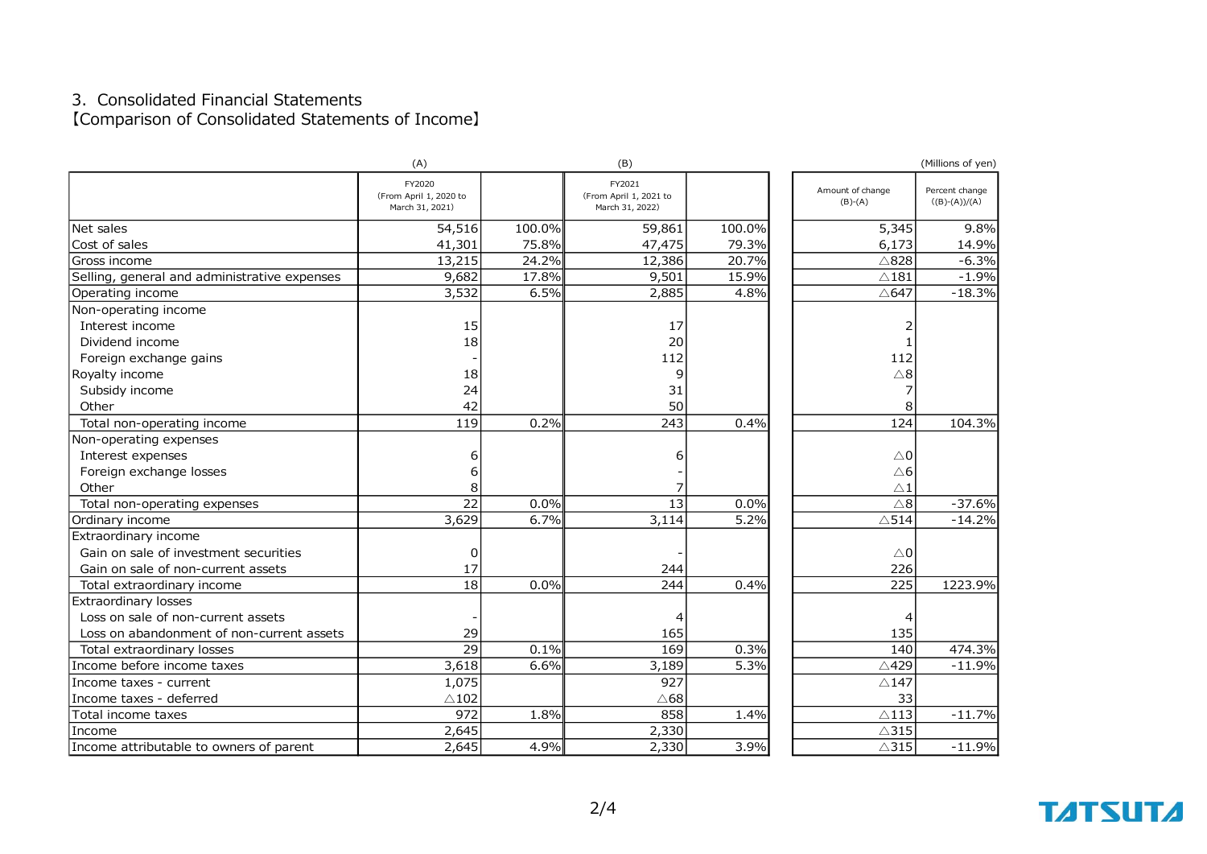## 3. Consolidated Financial Statements

### 【Comparison of Consolidated Statements of Income】

(Millions of yen)

| | (A) FY2020 (From April 1, 2020 to March 31, 2021) | | (B) FY2021 (From April 1, 2021 to March 31, 2022) | | Amount of change (B)-(A) | Percent change ((B)-(A))/(A) |
|---|---|---|---|---|---|---|
| Net sales | 54,516 | 100.0% | 59,861 | 100.0% | 5,345 | 9.8% |
| Cost of sales | 41,301 | 75.8% | 47,475 | 79.3% | 6,173 | 14.9% |
| Gross income | 13,215 | 24.2% | 12,386 | 20.7% | △828 | -6.3% |
| Selling, general and administrative expenses | 9,682 | 17.8% | 9,501 | 15.9% | △181 | -1.9% |
| Operating income | 3,532 | 6.5% | 2,885 | 4.8% | △647 | -18.3% |
| Non-operating income | | | | | | |
| Interest income | 15 | | 17 | | 2 | |
| Dividend income | 18 | | 20 | | 1 | |
| Foreign exchange gains | - | | 112 | | 112 | |
| Royalty income | 18 | | 9 | | △8 | |
| Subsidy income | 24 | | 31 | | 7 | |
| Other | 42 | | 50 | | 8 | |
| Total non-operating income | 119 | 0.2% | 243 | 0.4% | 124 | 104.3% |
| Non-operating expenses | | | | | | |
| Interest expenses | 6 | | 6 | | △0 | |
| Foreign exchange losses | 6 | | - | | △6 | |
| Other | 8 | | 7 | | △1 | |
| Total non-operating expenses | 22 | 0.0% | 13 | 0.0% | △8 | -37.6% |
| Ordinary income | 3,629 | 6.7% | 3,114 | 5.2% | △514 | -14.2% |
| Extraordinary income | | | | | | |
| Gain on sale of investment securities | 0 | | - | | △0 | |
| Gain on sale of non-current assets | 17 | | 244 | | 226 | |
| Total extraordinary income | 18 | 0.0% | 244 | 0.4% | 225 | 1223.9% |
| Extraordinary losses | | | | | | |
| Loss on sale of non-current assets | - | | 4 | | 4 | |
| Loss on abandonment of non-current assets | 29 | | 165 | | 135 | |
| Total extraordinary losses | 29 | 0.1% | 169 | 0.3% | 140 | 474.3% |
| Income before income taxes | 3,618 | 6.6% | 3,189 | 5.3% | △429 | -11.9% |
| Income taxes - current | 1,075 | | 927 | | △147 | |
| Income taxes - deferred | △102 | | △68 | | 33 | |
| Total income taxes | 972 | 1.8% | 858 | 1.4% | △113 | -11.7% |
| Income | 2,645 | | 2,330 | | △315 | |
| Income attributable to owners of parent | 2,645 | 4.9% | 2,330 | 3.9% | △315 | -11.9% |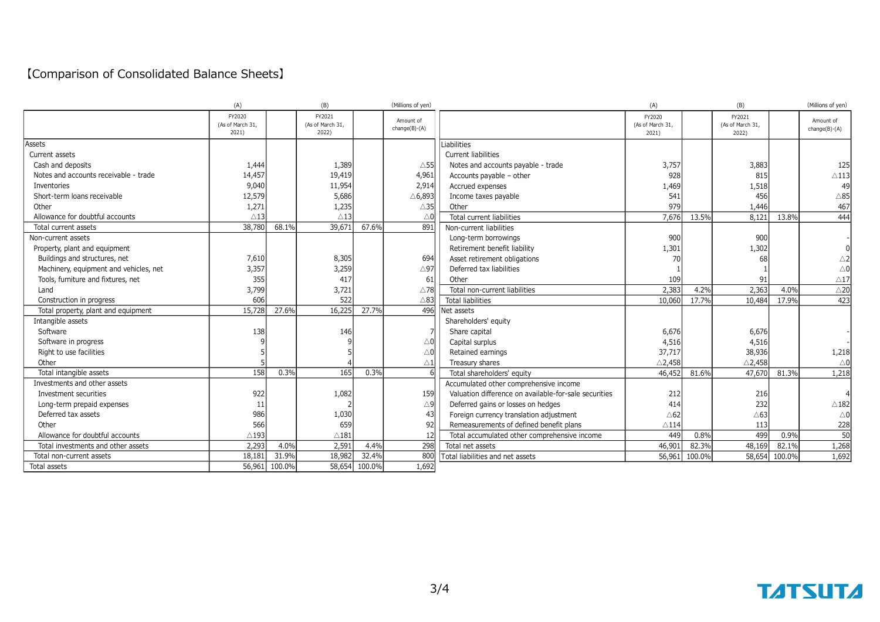# 【Comparison of Consolidated Balance Sheets】

| | (A) FY2020 (As of March 31, 2021) | | (B) FY2021 (As of March 31, 2022) | | (Millions of yen) Amount of change(B)-(A) |
|---|---|---|---|---|---|
| Assets | | | | | |
| Current assets | | | | | |
| Cash and deposits | 1,444 | | 1,389 | | △55 |
| Notes and accounts receivable - trade | 14,457 | | 19,419 | | 4,961 |
| Inventories | 9,040 | | 11,954 | | 2,914 |
| Short-term loans receivable | 12,579 | | 5,686 | | △6,893 |
| Other | 1,271 | | 1,235 | | △35 |
| Allowance for doubtful accounts | △13 | | △13 | | △0 |
| Total current assets | 38,780 | 68.1% | 39,671 | 67.6% | 891 |
| Non-current assets | | | | | |
| Property, plant and equipment | | | | | |
| Buildings and structures, net | 7,610 | | 8,305 | | 694 |
| Machinery, equipment and vehicles, net | 3,357 | | 3,259 | | △97 |
| Tools, furniture and fixtures, net | 355 | | 417 | | 61 |
| Land | 3,799 | | 3,721 | | △78 |
| Construction in progress | 606 | | 522 | | △83 |
| Total property, plant and equipment | 15,728 | 27.6% | 16,225 | 27.7% | 496 |
| Intangible assets | | | | | |
| Software | 138 | | 146 | | 7 |
| Software in progress | 9 | | 9 | | △0 |
| Right to use facilities | 5 | | 5 | | △0 |
| Other | 5 | | 4 | | △1 |
| Total intangible assets | 158 | 0.3% | 165 | 0.3% | 6 |
| Investments and other assets | | | | | |
| Investment securities | 922 | | 1,082 | | 159 |
| Long-term prepaid expenses | 11 | | 2 | | △9 |
| Deferred tax assets | 986 | | 1,030 | | 43 |
| Other | 566 | | 659 | | 92 |
| Allowance for doubtful accounts | △193 | | △181 | | 12 |
| Total investments and other assets | 2,293 | 4.0% | 2,591 | 4.4% | 298 |
| Total non-current assets | 18,181 | 31.9% | 18,982 | 32.4% | 800 |
| Total assets | 56,961 | 100.0% | 58,654 | 100.0% | 1,692 |

| | (A) FY2020 (As of March 31, 2021) | | (B) FY2021 (As of March 31, 2022) | | (Millions of yen) Amount of change(B)-(A) |
|---|---|---|---|---|---|
| Liabilities | | | | | |
| Current liabilities | | | | | |
| Notes and accounts payable - trade | 3,757 | | 3,883 | | 125 |
| Accounts payable – other | 928 | | 815 | | △113 |
| Accrued expenses | 1,469 | | 1,518 | | 49 |
| Income taxes payable | 541 | | 456 | | △85 |
| Other | 979 | | 1,446 | | 467 |
| Total current liabilities | 7,676 | 13.5% | 8,121 | 13.8% | 444 |
| Non-current liabilities | | | | | |
| Long-term borrowings | 900 | | 900 | | - |
| Retirement benefit liability | 1,301 | | 1,302 | | 0 |
| Asset retirement obligations | 70 | | 68 | | △2 |
| Deferred tax liabilities | 1 | | 1 | | △0 |
| Other | 109 | | 91 | | △17 |
| Total non-current liabilities | 2,383 | 4.2% | 2,363 | 4.0% | △20 |
| Total liabilities | 10,060 | 17.7% | 10,484 | 17.9% | 423 |
| Net assets | | | | | |
| Shareholders' equity | | | | | |
| Share capital | 6,676 | | 6,676 | | - |
| Capital surplus | 4,516 | | 4,516 | | - |
| Retained earnings | 37,717 | | 38,936 | | 1,218 |
| Treasury shares | △2,458 | | △2,458 | | △0 |
| Total shareholders' equity | 46,452 | 81.6% | 47,670 | 81.3% | 1,218 |
| Accumulated other comprehensive income | | | | | |
| Valuation difference on available-for-sale securities | 212 | | 216 | | 4 |
| Deferred gains or losses on hedges | 414 | | 232 | | △182 |
| Foreign currency translation adjustment | △62 | | △63 | | △0 |
| Remeasurements of defined benefit plans | △114 | | 113 | | 228 |
| Total accumulated other comprehensive income | 449 | 0.8% | 499 | 0.9% | 50 |
| Total net assets | 46,901 | 82.3% | 48,169 | 82.1% | 1,268 |
| Total liabilities and net assets | 56,961 | 100.0% | 58,654 | 100.0% | 1,692 |

TATSUTA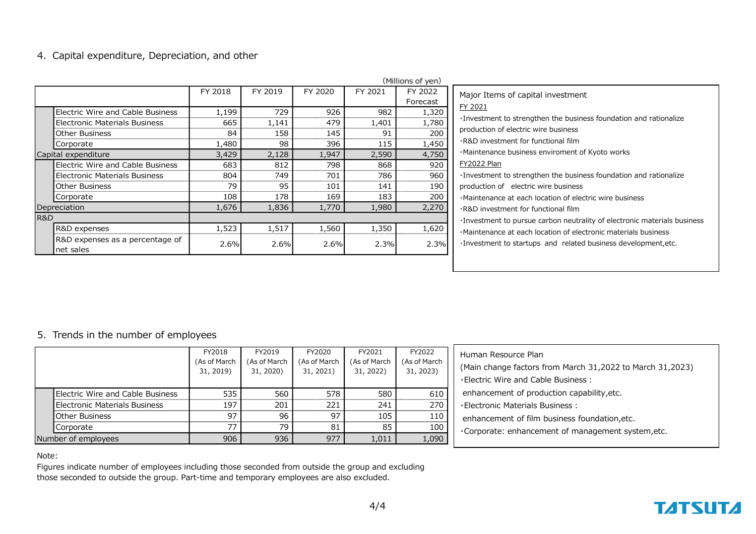## 4. Capital expenditure, Depreciation, and other

(Millions of yen)

| | | FY 2018 | FY 2019 | FY 2020 | FY 2021 | FY 2022 Forecast |
|---|---|---|---|---|---|---|
| | Electric Wire and Cable Business | 1,199 | 729 | 926 | 982 | 1,320 |
| | Electronic Materials Business | 665 | 1,141 | 479 | 1,401 | 1,780 |
| | Other Business | 84 | 158 | 145 | 91 | 200 |
| | Corporate | 1,480 | 98 | 396 | 115 | 1,450 |
| Capital expenditure | | 3,429 | 2,128 | 1,947 | 2,590 | 4,750 |
| | Electric Wire and Cable Business | 683 | 812 | 798 | 868 | 920 |
| | Electronic Materials Business | 804 | 749 | 701 | 786 | 960 |
| | Other Business | 79 | 95 | 101 | 141 | 190 |
| | Corporate | 108 | 178 | 169 | 183 | 200 |
| Depreciation | | 1,676 | 1,836 | 1,770 | 1,980 | 2,270 |
| R&D | | | | | | |
| | R&D expenses | 1,523 | 1,517 | 1,560 | 1,350 | 1,620 |
| | R&D expenses as a percentage of net sales | 2.6% | 2.6% | 2.6% | 2.3% | 2.3% |

Major Items of capital investment

FY 2021

- ･Investment to strengthen the business foundation and rationalize production of electric wire business
- ･R&D investment for functional film
- ･Maintenance business enviroment of Kyoto works

FY2022 Plan

- ･Investment to strengthen the business foundation and rationalize production of electric wire business
- ･Maintenance at each location of electric wire business
- ･R&D investment for functional film
- ･Investment to pursue carbon neutrality of electronic materials business
- ･Maintenance at each location of electronic materials business
- ･Investment to startups and related business development,etc.

## 5. Trends in the number of employees

| | | FY2018 (As of March 31, 2019) | FY2019 (As of March 31, 2020) | FY2020 (As of March 31, 2021) | FY2021 (As of March 31, 2022) | FY2022 (As of March 31, 2023) |
|---|---|---|---|---|---|---|
| | Electric Wire and Cable Business | 535 | 560 | 578 | 580 | 610 |
| | Electronic Materials Business | 197 | 201 | 221 | 241 | 270 |
| | Other Business | 97 | 96 | 97 | 105 | 110 |
| | Corporate | 77 | 79 | 81 | 85 | 100 |
| Number of employees | | 906 | 936 | 977 | 1,011 | 1,090 |

Human Resource Plan

(Main change factors from March 31,2022 to March 31,2023)

- ･Electric Wire and Cable Business :
  enhancement of production capability,etc.
- ･Electronic Materials Business :
  enhancement of film business foundation,etc.
- ･Corporate: enhancement of management system,etc.

Note:

Figures indicate number of employees including those seconded from outside the group and excluding those seconded to outside the group. Part-time and temporary employees are also excluded.